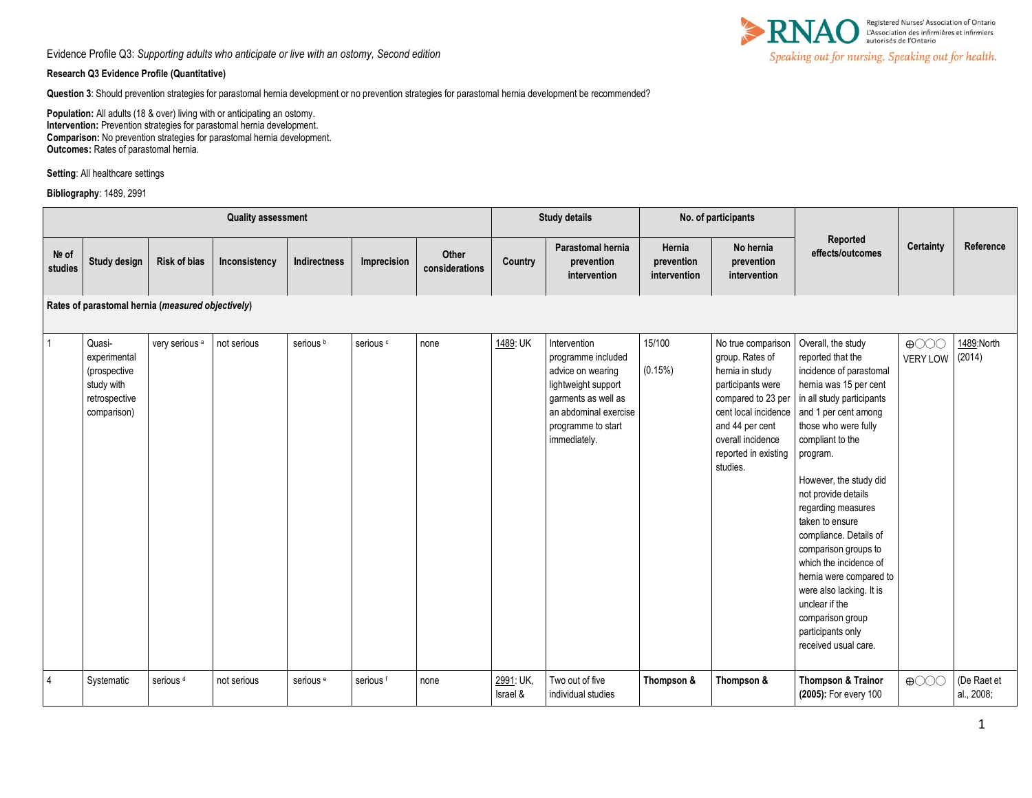Evidence Profile Q3: *Supporting adults who anticipate or live with an ostomy, Second edition*

**Research Q3 Evidence Profile (Quantitative)**

**Question 3**: Should prevention strategies for parastomal hernia development or no prevention strategies for parastomal hernia development be recommended?

**Population:** All adults (18 & over) living with or anticipating an ostomy.
**Intervention:** Prevention strategies for parastomal hernia development.
**Comparison:** No prevention strategies for parastomal hernia development.
**Outcomes:** Rates of parastomal hernia.

**Setting**: All healthcare settings

**Bibliography**: 1489, 2991

| Quality assessment | | | | | | | Study details | | No. of participants | | Reported effects/outcomes | Certainty | Reference |
|---|---|---|---|---|---|---|---|---|---|---|---|---|---|
| № of studies | Study design | Risk of bias | Inconsistency | Indirectness | Imprecision | Other considerations | Country | Parastomal hernia prevention intervention | Hernia prevention intervention | No hernia prevention intervention | | | |
| **Rates of parastomal hernia (*measured objectively*)** | | | | | | | | | | | | | |
| 1 | Quasi-experimental (prospective study with retrospective comparison) | very serious [a] | not serious | serious [b] | serious [c] | none | 1489: UK | Intervention programme included advice on wearing lightweight support garments as well as an abdominal exercise programme to start immediately. | 15/100<br><br>(0.15%) | No true comparison group. Rates of hernia in study participants were compared to 23 per cent local incidence and 44 per cent overall incidence reported in existing studies. | Overall, the study reported that the incidence of parastomal hernia was 15 per cent in all study participants and 1 per cent among those who were fully compliant to the program.<br><br>However, the study did not provide details regarding measures taken to ensure compliance. Details of comparison groups to which the incidence of hernia were compared to were also lacking. It is unclear if the comparison group participants only received usual care. | ⊕◯◯◯ VERY LOW | 1489:North (2014) |
| 4 | Systematic | serious [d] | not serious | serious [e] | serious [f] | none | 2991: UK, Israel & | Two out of five individual studies | **Thompson &** | **Thompson &** | **Thompson & Trainor (2005):** For every 100 | ⊕◯◯◯ | (De Raet et al., 2008; |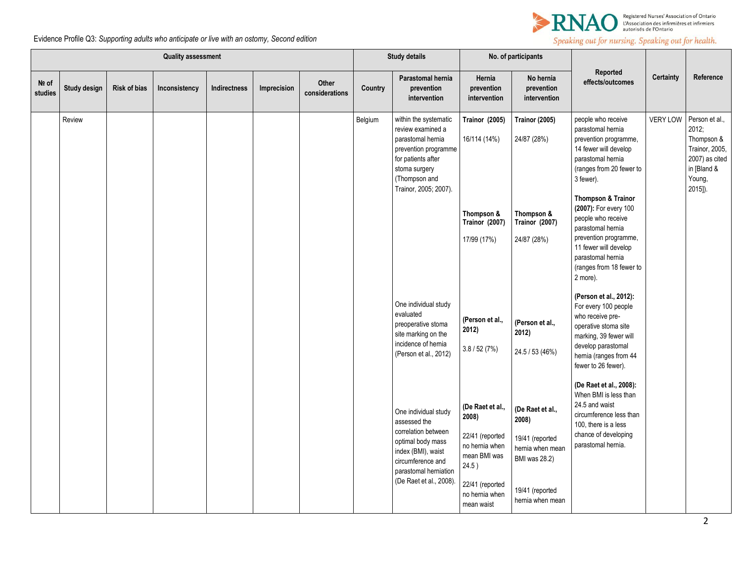Evidence Profile Q3: *Supporting adults who anticipate or live with an ostomy, Second edition*

| Quality assessment | | | | | | | Study details | | No. of participants | | Reported effects/outcomes | Certainty | Reference |
|---|---|---|---|---|---|---|---|---|---|---|---|---|---|
| № of studies | Study design | Risk of bias | Inconsistency | Indirectness | Imprecision | Other considerations | Country | Parastomal hernia prevention intervention | Hernia prevention intervention | No hernia prevention intervention | | | |
| | Review | | | | | | Belgium | within the systematic review examined a parastomal hernia prevention programme for patients after stoma surgery (Thompson and Trainor, 2005; 2007). | **Trainor (2005)** 16/114 (14%) | **Trainor (2005)** 24/87 (28%) | people who receive parastomal hernia prevention programme, 14 fewer will develop parastomal hernia (ranges from 20 fewer to 3 fewer). | VERY LOW | Person et al., 2012; Thompson & Trainor, 2005, 2007) as cited in [Bland & Young, 2015]). |
| | | | | | | | | | **Thompson & Trainor (2007)** 17/99 (17%) | **Thompson & Trainor (2007)** 24/87 (28%) | **Thompson & Trainor (2007):** For every 100 people who receive parastomal hernia prevention programme, 11 fewer will develop parastomal hernia (ranges from 18 fewer to 2 more). | | |
| | | | | | | | | One individual study evaluated preoperative stoma site marking on the incidence of hernia (Person et al., 2012) | **(Person et al., 2012)** 3.8 / 52 (7%) | **(Person et al., 2012)** 24.5 / 53 (46%) | **(Person et al., 2012):** For every 100 people who receive pre-operative stoma site marking, 39 fewer will develop parastomal hernia (ranges from 44 fewer to 26 fewer). | | |
| | | | | | | | | One individual study assessed the correlation between optimal body mass index (BMI), waist circumference and parastomal herniation (De Raet et al., 2008). | **(De Raet et al., 2008)** 22/41 (reported no hernia when mean BMI was 24.5 ) 22/41 (reported no hernia when mean waist | **(De Raet et al., 2008)** 19/41 (reported hernia when mean BMI was 28.2) 19/41 (reported hernia when mean | **(De Raet et al., 2008):** When BMI is less than 24.5 and waist circumference less than 100, there is a less chance of developing parastomal hernia. | | |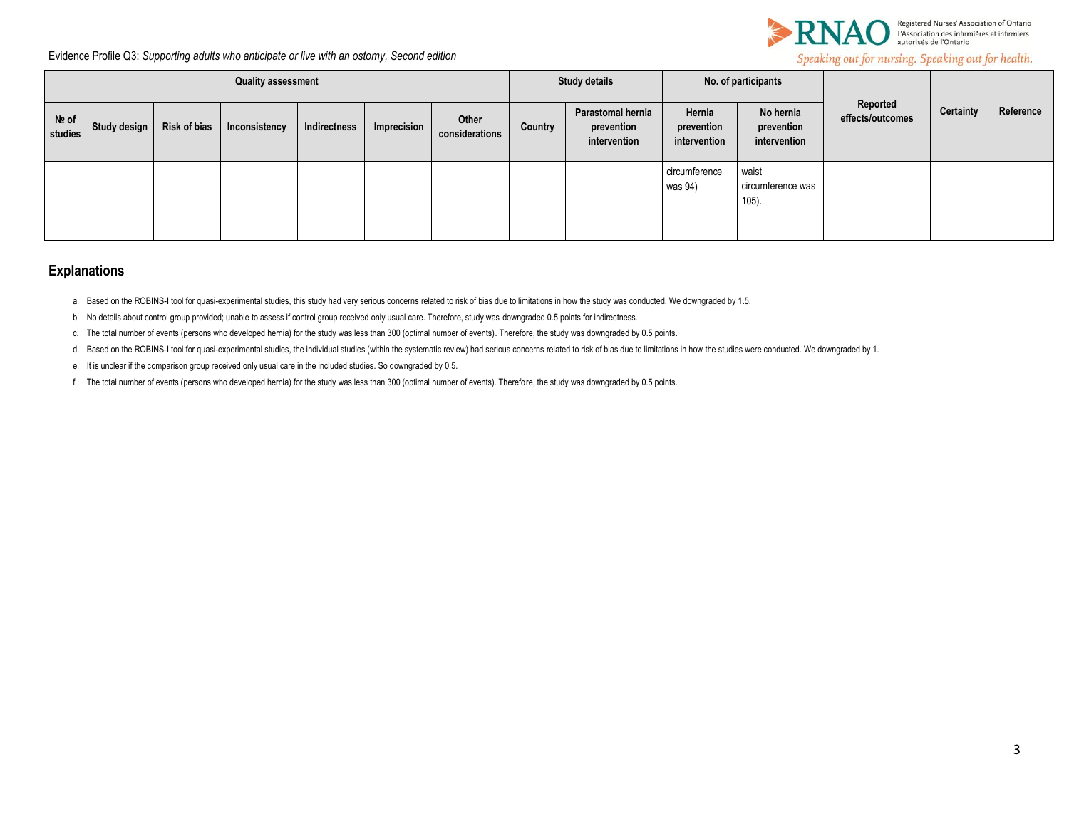| Quality assessment | | | | | | | Study details | | No. of participants | | Reported effects/outcomes | Certainty | Reference |
|---|---|---|---|---|---|---|---|---|---|---|---|---|---|
| № of studies | Study design | Risk of bias | Inconsistency | Indirectness | Imprecision | Other considerations | Country | Parastomal hernia prevention intervention | Hernia prevention intervention | No hernia prevention intervention | | | |
| | | | | | | | | | circumference was 94) | waist circumference was 105). | | | |

## Explanations

a. Based on the ROBINS-I tool for quasi-experimental studies, this study had very serious concerns related to risk of bias due to limitations in how the study was conducted. We downgraded by 1.5.

b. No details about control group provided; unable to assess if control group received only usual care. Therefore, study was downgraded 0.5 points for indirectness.

c. The total number of events (persons who developed hernia) for the study was less than 300 (optimal number of events). Therefore, the study was downgraded by 0.5 points.

d. Based on the ROBINS-I tool for quasi-experimental studies, the individual studies (within the systematic review) had serious concerns related to risk of bias due to limitations in how the studies were conducted. We downgraded by 1.

e. It is unclear if the comparison group received only usual care in the included studies. So downgraded by 0.5.

f. The total number of events (persons who developed hernia) for the study was less than 300 (optimal number of events). Therefore, the study was downgraded by 0.5 points.